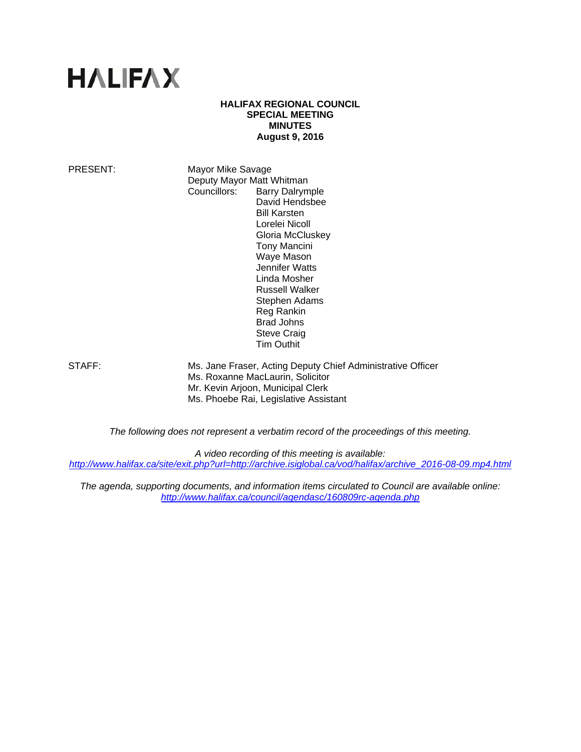# HALIFAX

**HALIFAX REGIONAL COUNCIL**
**SPECIAL MEETING**
**MINUTES**
**August 9, 2016**

PRESENT: Mayor Mike Savage
Deputy Mayor Matt Whitman
Councillors: Barry Dalrymple
David Hendsbee
Bill Karsten
Lorelei Nicoll
Gloria McCluskey
Tony Mancini
Waye Mason
Jennifer Watts
Linda Mosher
Russell Walker
Stephen Adams
Reg Rankin
Brad Johns
Steve Craig
Tim Outhit

STAFF: Ms. Jane Fraser, Acting Deputy Chief Administrative Officer
Ms. Roxanne MacLaurin, Solicitor
Mr. Kevin Arjoon, Municipal Clerk
Ms. Phoebe Rai, Legislative Assistant

*The following does not represent a verbatim record of the proceedings of this meeting.*

*A video recording of this meeting is available:*
*http://www.halifax.ca/site/exit.php?url=http://archive.isiglobal.ca/vod/halifax/archive_2016-08-09.mp4.html*

*The agenda, supporting documents, and information items circulated to Council are available online:*
*http://www.halifax.ca/council/agendasc/160809rc-agenda.php*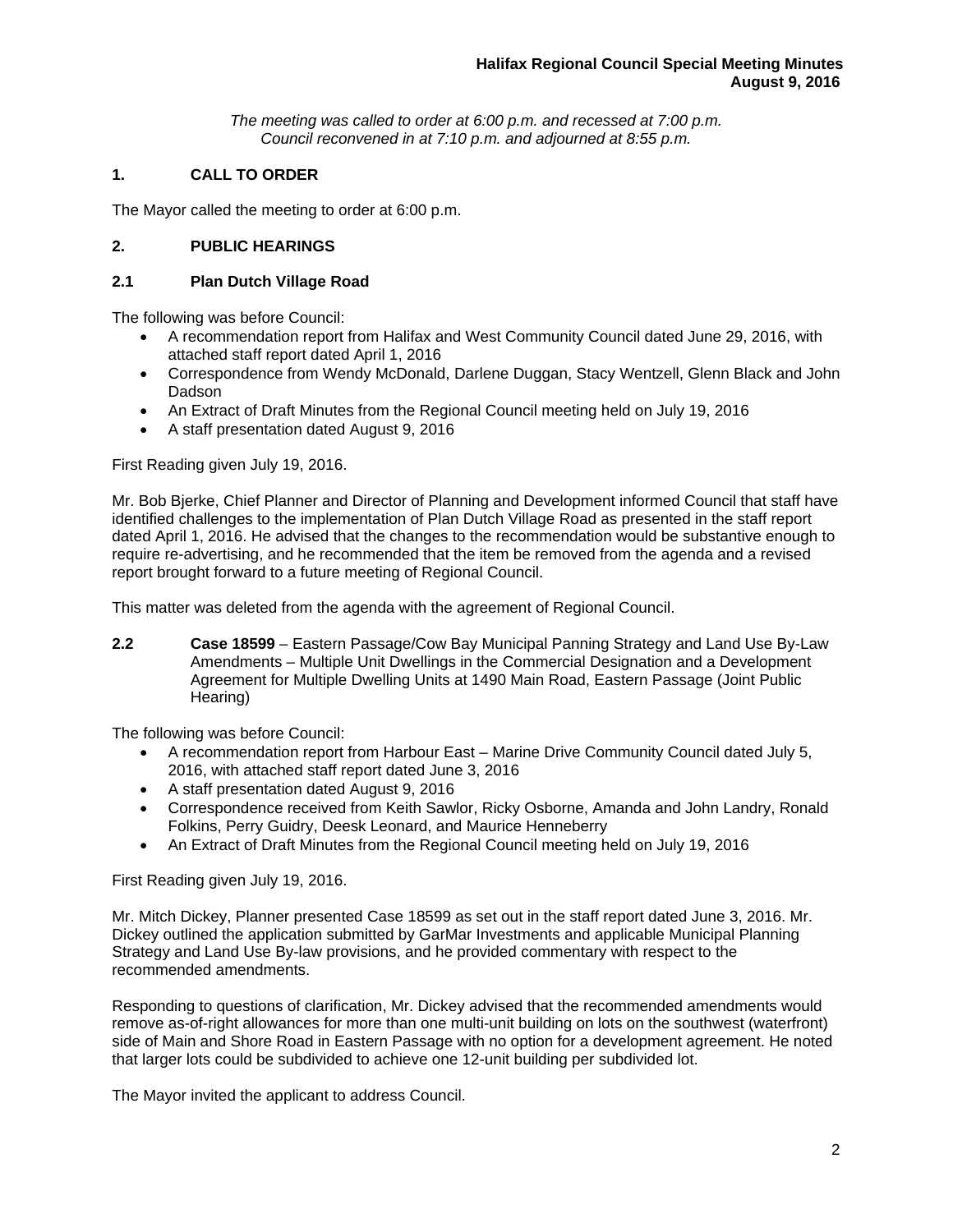*The meeting was called to order at 6:00 p.m. and recessed at 7:00 p.m. Council reconvened in at 7:10 p.m. and adjourned at 8:55 p.m.*

## 1. CALL TO ORDER

The Mayor called the meeting to order at 6:00 p.m.

## 2. PUBLIC HEARINGS

### 2.1 Plan Dutch Village Road

The following was before Council:

- A recommendation report from Halifax and West Community Council dated June 29, 2016, with attached staff report dated April 1, 2016
- Correspondence from Wendy McDonald, Darlene Duggan, Stacy Wentzell, Glenn Black and John Dadson
- An Extract of Draft Minutes from the Regional Council meeting held on July 19, 2016
- A staff presentation dated August 9, 2016

First Reading given July 19, 2016.

Mr. Bob Bjerke, Chief Planner and Director of Planning and Development informed Council that staff have identified challenges to the implementation of Plan Dutch Village Road as presented in the staff report dated April 1, 2016. He advised that the changes to the recommendation would be substantive enough to require re-advertising, and he recommended that the item be removed from the agenda and a revised report brought forward to a future meeting of Regional Council.

This matter was deleted from the agenda with the agreement of Regional Council.

**2.2 Case 18599** – Eastern Passage/Cow Bay Municipal Panning Strategy and Land Use By-Law Amendments – Multiple Unit Dwellings in the Commercial Designation and a Development Agreement for Multiple Dwelling Units at 1490 Main Road, Eastern Passage (Joint Public Hearing)

The following was before Council:

- A recommendation report from Harbour East – Marine Drive Community Council dated July 5, 2016, with attached staff report dated June 3, 2016
- A staff presentation dated August 9, 2016
- Correspondence received from Keith Sawlor, Ricky Osborne, Amanda and John Landry, Ronald Folkins, Perry Guidry, Deesk Leonard, and Maurice Henneberry
- An Extract of Draft Minutes from the Regional Council meeting held on July 19, 2016

First Reading given July 19, 2016.

Mr. Mitch Dickey, Planner presented Case 18599 as set out in the staff report dated June 3, 2016. Mr. Dickey outlined the application submitted by GarMar Investments and applicable Municipal Planning Strategy and Land Use By-law provisions, and he provided commentary with respect to the recommended amendments.

Responding to questions of clarification, Mr. Dickey advised that the recommended amendments would remove as-of-right allowances for more than one multi-unit building on lots on the southwest (waterfront) side of Main and Shore Road in Eastern Passage with no option for a development agreement. He noted that larger lots could be subdivided to achieve one 12-unit building per subdivided lot.

The Mayor invited the applicant to address Council.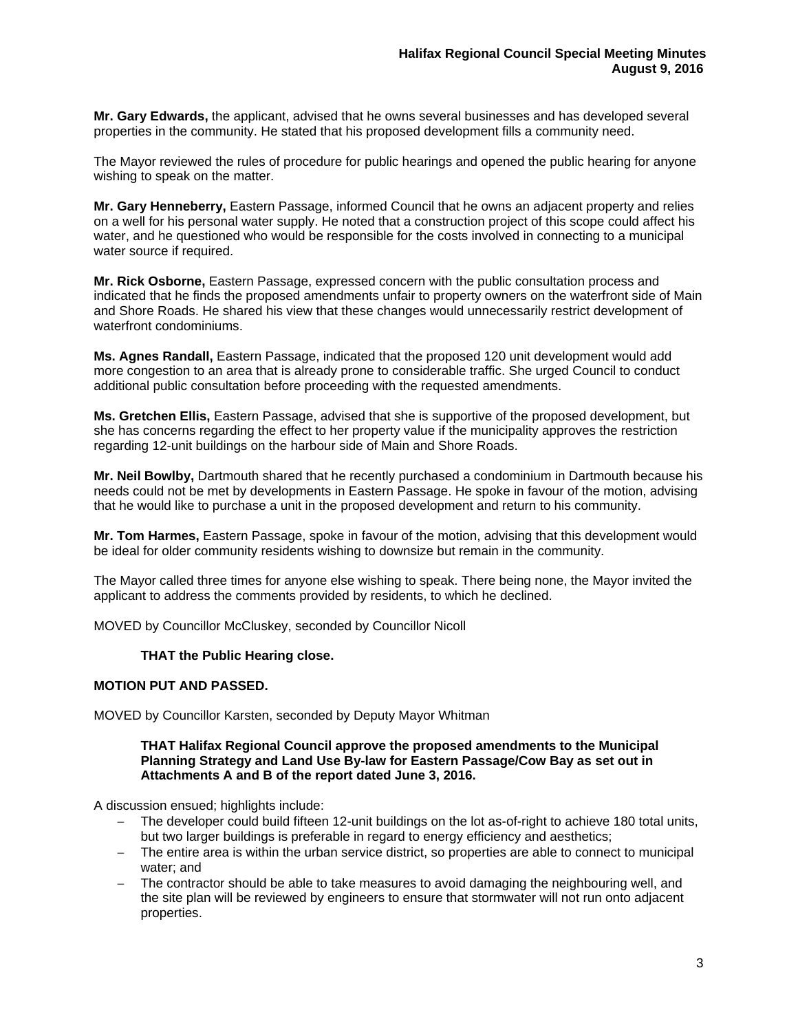**Mr. Gary Edwards,** the applicant, advised that he owns several businesses and has developed several properties in the community. He stated that his proposed development fills a community need.

The Mayor reviewed the rules of procedure for public hearings and opened the public hearing for anyone wishing to speak on the matter.

**Mr. Gary Henneberry,** Eastern Passage, informed Council that he owns an adjacent property and relies on a well for his personal water supply. He noted that a construction project of this scope could affect his water, and he questioned who would be responsible for the costs involved in connecting to a municipal water source if required.

**Mr. Rick Osborne,** Eastern Passage, expressed concern with the public consultation process and indicated that he finds the proposed amendments unfair to property owners on the waterfront side of Main and Shore Roads. He shared his view that these changes would unnecessarily restrict development of waterfront condominiums.

**Ms. Agnes Randall,** Eastern Passage, indicated that the proposed 120 unit development would add more congestion to an area that is already prone to considerable traffic. She urged Council to conduct additional public consultation before proceeding with the requested amendments.

**Ms. Gretchen Ellis,** Eastern Passage, advised that she is supportive of the proposed development, but she has concerns regarding the effect to her property value if the municipality approves the restriction regarding 12-unit buildings on the harbour side of Main and Shore Roads.

**Mr. Neil Bowlby,** Dartmouth shared that he recently purchased a condominium in Dartmouth because his needs could not be met by developments in Eastern Passage. He spoke in favour of the motion, advising that he would like to purchase a unit in the proposed development and return to his community.

**Mr. Tom Harmes,** Eastern Passage, spoke in favour of the motion, advising that this development would be ideal for older community residents wishing to downsize but remain in the community.

The Mayor called three times for anyone else wishing to speak. There being none, the Mayor invited the applicant to address the comments provided by residents, to which he declined.

MOVED by Councillor McCluskey, seconded by Councillor Nicoll

**THAT the Public Hearing close.**

**MOTION PUT AND PASSED.**

MOVED by Councillor Karsten, seconded by Deputy Mayor Whitman

**THAT Halifax Regional Council approve the proposed amendments to the Municipal Planning Strategy and Land Use By-law for Eastern Passage/Cow Bay as set out in Attachments A and B of the report dated June 3, 2016.**

A discussion ensued; highlights include:

- The developer could build fifteen 12-unit buildings on the lot as-of-right to achieve 180 total units, but two larger buildings is preferable in regard to energy efficiency and aesthetics;
- The entire area is within the urban service district, so properties are able to connect to municipal water; and
- The contractor should be able to take measures to avoid damaging the neighbouring well, and the site plan will be reviewed by engineers to ensure that stormwater will not run onto adjacent properties.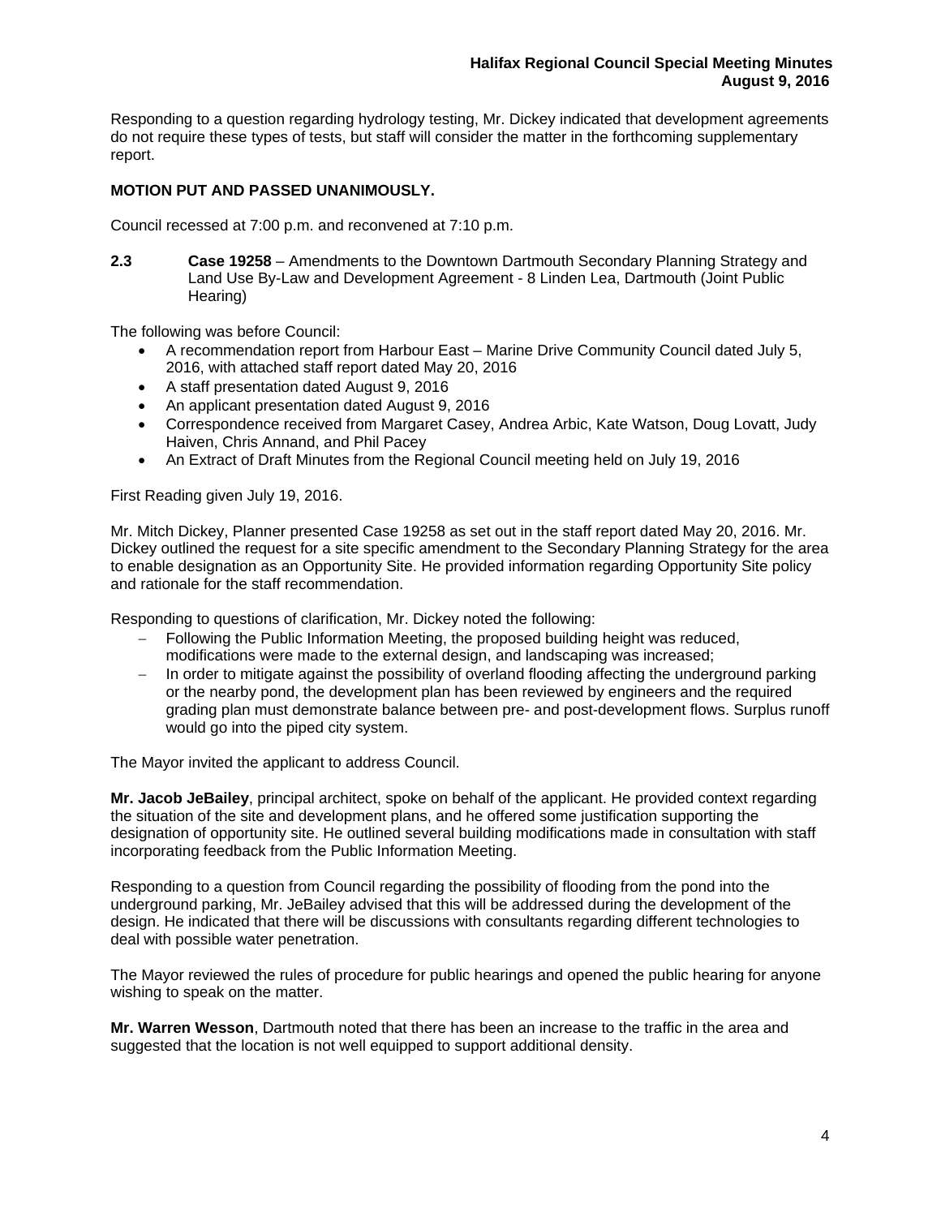Responding to a question regarding hydrology testing, Mr. Dickey indicated that development agreements do not require these types of tests, but staff will consider the matter in the forthcoming supplementary report.

**MOTION PUT AND PASSED UNANIMOUSLY.**

Council recessed at 7:00 p.m. and reconvened at 7:10 p.m.

**2.3** **Case 19258** – Amendments to the Downtown Dartmouth Secondary Planning Strategy and Land Use By-Law and Development Agreement - 8 Linden Lea, Dartmouth (Joint Public Hearing)

The following was before Council:

- A recommendation report from Harbour East – Marine Drive Community Council dated July 5, 2016, with attached staff report dated May 20, 2016
- A staff presentation dated August 9, 2016
- An applicant presentation dated August 9, 2016
- Correspondence received from Margaret Casey, Andrea Arbic, Kate Watson, Doug Lovatt, Judy Haiven, Chris Annand, and Phil Pacey
- An Extract of Draft Minutes from the Regional Council meeting held on July 19, 2016

First Reading given July 19, 2016.

Mr. Mitch Dickey, Planner presented Case 19258 as set out in the staff report dated May 20, 2016. Mr. Dickey outlined the request for a site specific amendment to the Secondary Planning Strategy for the area to enable designation as an Opportunity Site. He provided information regarding Opportunity Site policy and rationale for the staff recommendation.

Responding to questions of clarification, Mr. Dickey noted the following:

- Following the Public Information Meeting, the proposed building height was reduced, modifications were made to the external design, and landscaping was increased;
- In order to mitigate against the possibility of overland flooding affecting the underground parking or the nearby pond, the development plan has been reviewed by engineers and the required grading plan must demonstrate balance between pre- and post-development flows. Surplus runoff would go into the piped city system.

The Mayor invited the applicant to address Council.

**Mr. Jacob JeBailey**, principal architect, spoke on behalf of the applicant. He provided context regarding the situation of the site and development plans, and he offered some justification supporting the designation of opportunity site. He outlined several building modifications made in consultation with staff incorporating feedback from the Public Information Meeting.

Responding to a question from Council regarding the possibility of flooding from the pond into the underground parking, Mr. JeBailey advised that this will be addressed during the development of the design. He indicated that there will be discussions with consultants regarding different technologies to deal with possible water penetration.

The Mayor reviewed the rules of procedure for public hearings and opened the public hearing for anyone wishing to speak on the matter.

**Mr. Warren Wesson**, Dartmouth noted that there has been an increase to the traffic in the area and suggested that the location is not well equipped to support additional density.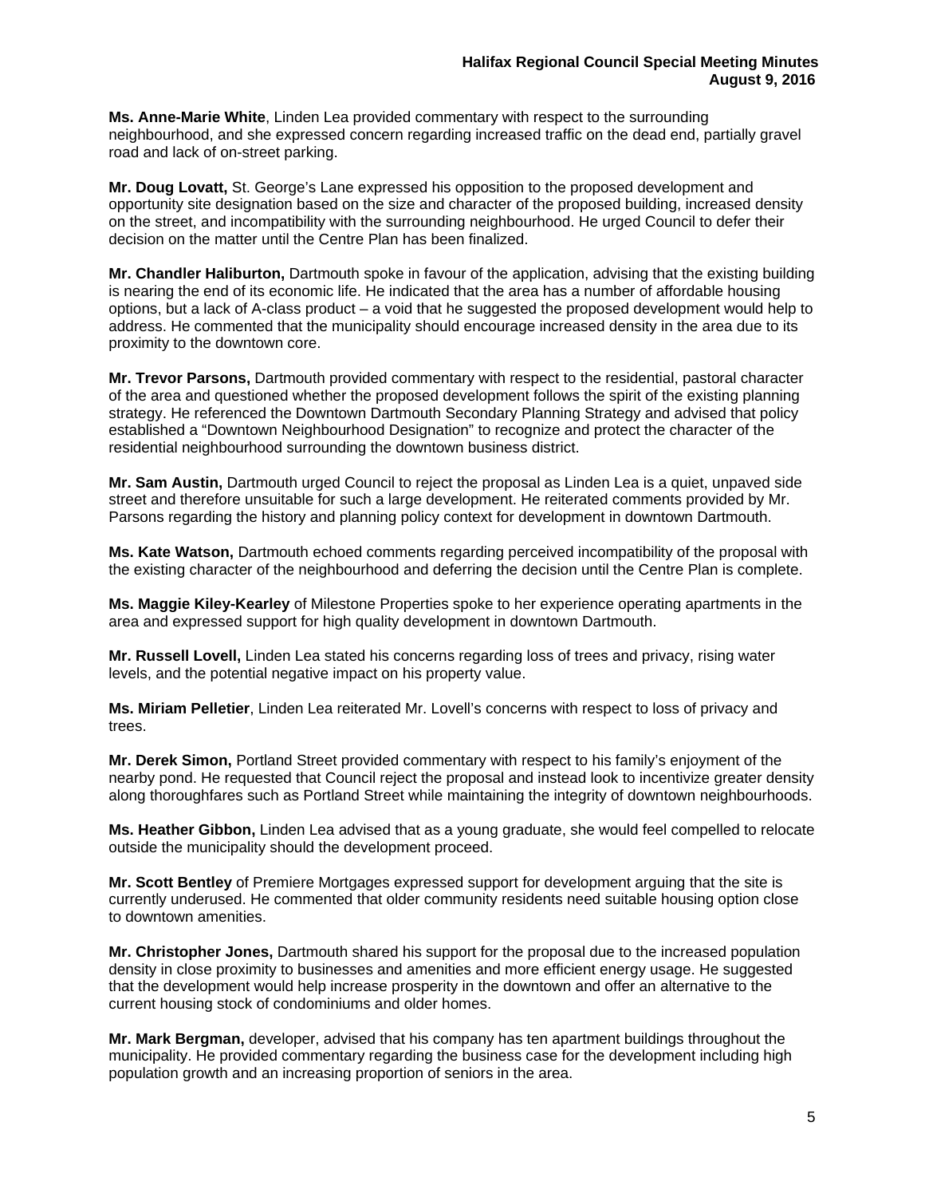**Ms. Anne-Marie White**, Linden Lea provided commentary with respect to the surrounding neighbourhood, and she expressed concern regarding increased traffic on the dead end, partially gravel road and lack of on-street parking.

**Mr. Doug Lovatt,** St. George's Lane expressed his opposition to the proposed development and opportunity site designation based on the size and character of the proposed building, increased density on the street, and incompatibility with the surrounding neighbourhood. He urged Council to defer their decision on the matter until the Centre Plan has been finalized.

**Mr. Chandler Haliburton,** Dartmouth spoke in favour of the application, advising that the existing building is nearing the end of its economic life. He indicated that the area has a number of affordable housing options, but a lack of A-class product – a void that he suggested the proposed development would help to address. He commented that the municipality should encourage increased density in the area due to its proximity to the downtown core.

**Mr. Trevor Parsons,** Dartmouth provided commentary with respect to the residential, pastoral character of the area and questioned whether the proposed development follows the spirit of the existing planning strategy. He referenced the Downtown Dartmouth Secondary Planning Strategy and advised that policy established a "Downtown Neighbourhood Designation" to recognize and protect the character of the residential neighbourhood surrounding the downtown business district.

**Mr. Sam Austin,** Dartmouth urged Council to reject the proposal as Linden Lea is a quiet, unpaved side street and therefore unsuitable for such a large development. He reiterated comments provided by Mr. Parsons regarding the history and planning policy context for development in downtown Dartmouth.

**Ms. Kate Watson,** Dartmouth echoed comments regarding perceived incompatibility of the proposal with the existing character of the neighbourhood and deferring the decision until the Centre Plan is complete.

**Ms. Maggie Kiley-Kearley** of Milestone Properties spoke to her experience operating apartments in the area and expressed support for high quality development in downtown Dartmouth.

**Mr. Russell Lovell,** Linden Lea stated his concerns regarding loss of trees and privacy, rising water levels, and the potential negative impact on his property value.

**Ms. Miriam Pelletier**, Linden Lea reiterated Mr. Lovell's concerns with respect to loss of privacy and trees.

**Mr. Derek Simon,** Portland Street provided commentary with respect to his family's enjoyment of the nearby pond. He requested that Council reject the proposal and instead look to incentivize greater density along thoroughfares such as Portland Street while maintaining the integrity of downtown neighbourhoods.

**Ms. Heather Gibbon,** Linden Lea advised that as a young graduate, she would feel compelled to relocate outside the municipality should the development proceed.

**Mr. Scott Bentley** of Premiere Mortgages expressed support for development arguing that the site is currently underused. He commented that older community residents need suitable housing option close to downtown amenities.

**Mr. Christopher Jones,** Dartmouth shared his support for the proposal due to the increased population density in close proximity to businesses and amenities and more efficient energy usage. He suggested that the development would help increase prosperity in the downtown and offer an alternative to the current housing stock of condominiums and older homes.

**Mr. Mark Bergman,** developer, advised that his company has ten apartment buildings throughout the municipality. He provided commentary regarding the business case for the development including high population growth and an increasing proportion of seniors in the area.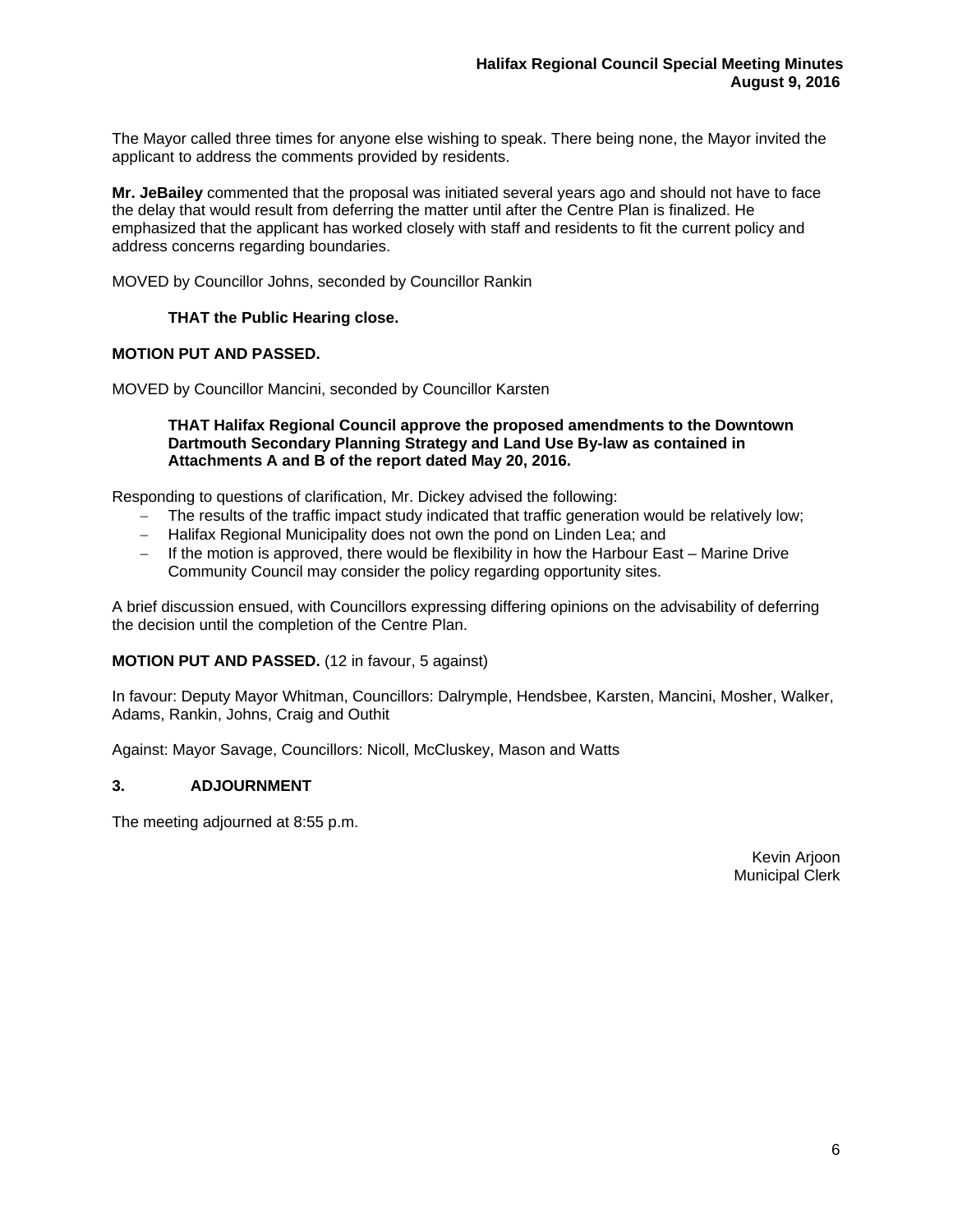The Mayor called three times for anyone else wishing to speak. There being none, the Mayor invited the applicant to address the comments provided by residents.

**Mr. JeBailey** commented that the proposal was initiated several years ago and should not have to face the delay that would result from deferring the matter until after the Centre Plan is finalized. He emphasized that the applicant has worked closely with staff and residents to fit the current policy and address concerns regarding boundaries.

MOVED by Councillor Johns, seconded by Councillor Rankin

> **THAT the Public Hearing close.**

**MOTION PUT AND PASSED.**

MOVED by Councillor Mancini, seconded by Councillor Karsten

> **THAT Halifax Regional Council approve the proposed amendments to the Downtown Dartmouth Secondary Planning Strategy and Land Use By-law as contained in Attachments A and B of the report dated May 20, 2016.**

Responding to questions of clarification, Mr. Dickey advised the following:

- The results of the traffic impact study indicated that traffic generation would be relatively low;
- Halifax Regional Municipality does not own the pond on Linden Lea; and
- If the motion is approved, there would be flexibility in how the Harbour East – Marine Drive Community Council may consider the policy regarding opportunity sites.

A brief discussion ensued, with Councillors expressing differing opinions on the advisability of deferring the decision until the completion of the Centre Plan.

**MOTION PUT AND PASSED.** (12 in favour, 5 against)

In favour: Deputy Mayor Whitman, Councillors: Dalrymple, Hendsbee, Karsten, Mancini, Mosher, Walker, Adams, Rankin, Johns, Craig and Outhit

Against: Mayor Savage, Councillors: Nicoll, McCluskey, Mason and Watts

## 3. ADJOURNMENT

The meeting adjourned at 8:55 p.m.

Kevin Arjoon
Municipal Clerk